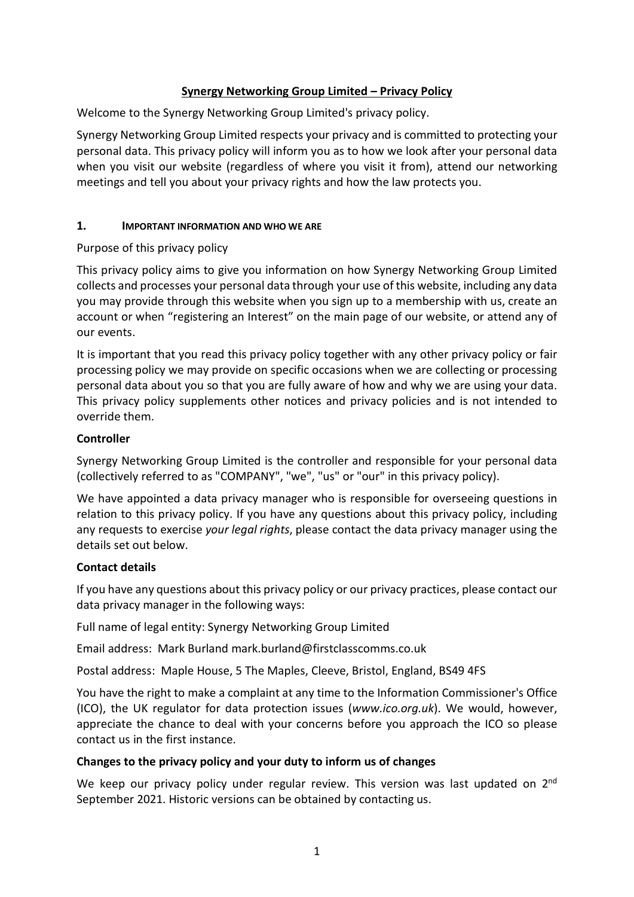# Synergy Networking Group Limited – Privacy Policy

Welcome to the Synergy Networking Group Limited's privacy policy.

Synergy Networking Group Limited respects your privacy and is committed to protecting your personal data. This privacy policy will inform you as to how we look after your personal data when you visit our website (regardless of where you visit it from), attend our networking meetings and tell you about your privacy rights and how the law protects you.

## 1. IMPORTANT INFORMATION AND WHO WE ARE

Purpose of this privacy policy

This privacy policy aims to give you information on how Synergy Networking Group Limited collects and processes your personal data through your use of this website, including any data you may provide through this website when you sign up to a membership with us, create an account or when "registering an Interest" on the main page of our website, or attend any of our events.

It is important that you read this privacy policy together with any other privacy policy or fair processing policy we may provide on specific occasions when we are collecting or processing personal data about you so that you are fully aware of how and why we are using your data. This privacy policy supplements other notices and privacy policies and is not intended to override them.

**Controller**

Synergy Networking Group Limited is the controller and responsible for your personal data (collectively referred to as "COMPANY", "we", "us" or "our" in this privacy policy).

We have appointed a data privacy manager who is responsible for overseeing questions in relation to this privacy policy. If you have any questions about this privacy policy, including any requests to exercise *your legal rights*, please contact the data privacy manager using the details set out below.

**Contact details**

If you have any questions about this privacy policy or our privacy practices, please contact our data privacy manager in the following ways:

Full name of legal entity: Synergy Networking Group Limited

Email address: Mark Burland mark.burland@firstclasscomms.co.uk

Postal address: Maple House, 5 The Maples, Cleeve, Bristol, England, BS49 4FS

You have the right to make a complaint at any time to the Information Commissioner's Office (ICO), the UK regulator for data protection issues (*www.ico.org.uk*). We would, however, appreciate the chance to deal with your concerns before you approach the ICO so please contact us in the first instance.

**Changes to the privacy policy and your duty to inform us of changes**

We keep our privacy policy under regular review. This version was last updated on 2nd September 2021. Historic versions can be obtained by contacting us.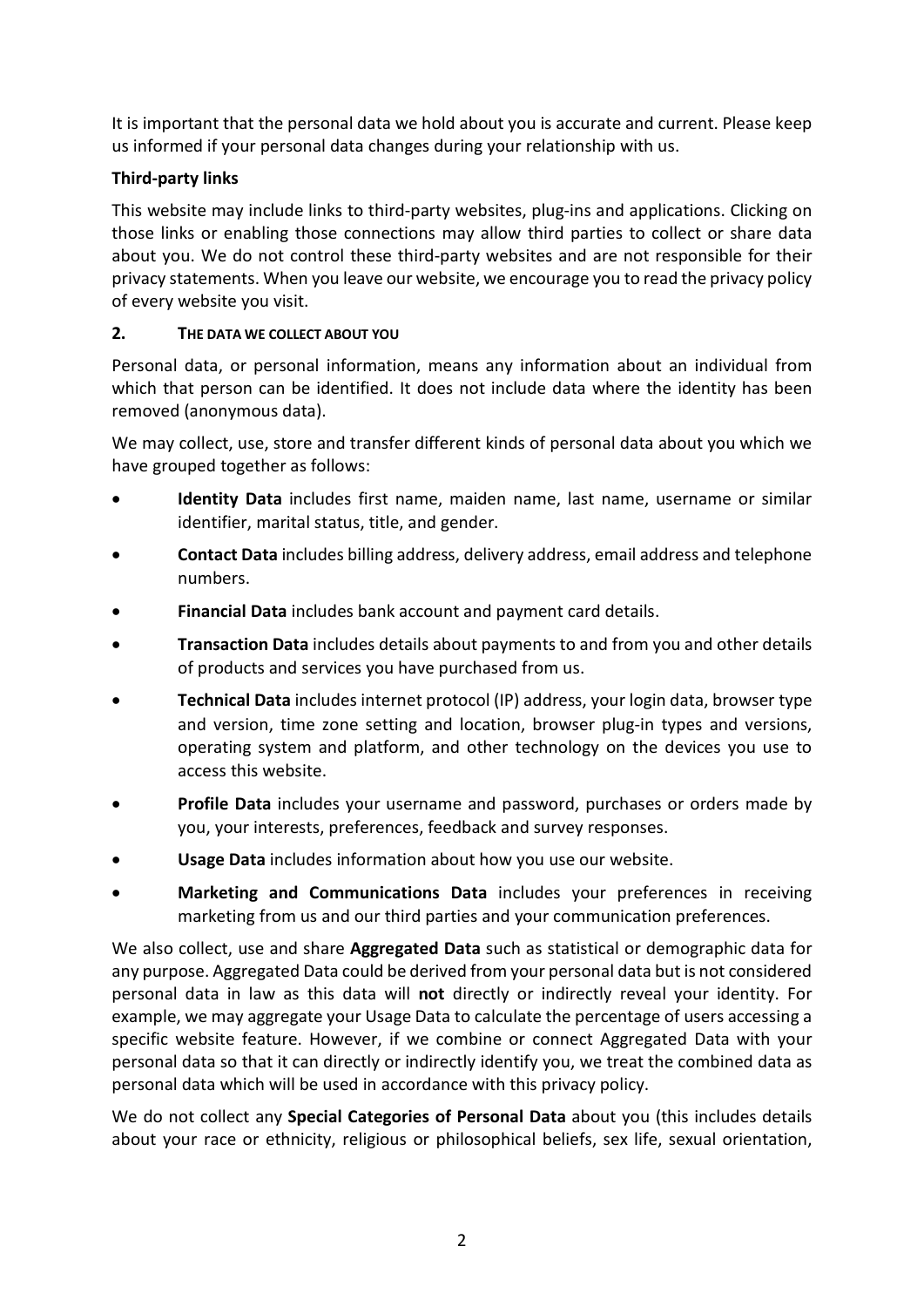It is important that the personal data we hold about you is accurate and current. Please keep us informed if your personal data changes during your relationship with us.

**Third-party links**

This website may include links to third-party websites, plug-ins and applications. Clicking on those links or enabling those connections may allow third parties to collect or share data about you. We do not control these third-party websites and are not responsible for their privacy statements. When you leave our website, we encourage you to read the privacy policy of every website you visit.

## 2. THE DATA WE COLLECT ABOUT YOU

Personal data, or personal information, means any information about an individual from which that person can be identified. It does not include data where the identity has been removed (anonymous data).

We may collect, use, store and transfer different kinds of personal data about you which we have grouped together as follows:

- **Identity Data** includes first name, maiden name, last name, username or similar identifier, marital status, title, and gender.
- **Contact Data** includes billing address, delivery address, email address and telephone numbers.
- **Financial Data** includes bank account and payment card details.
- **Transaction Data** includes details about payments to and from you and other details of products and services you have purchased from us.
- **Technical Data** includes internet protocol (IP) address, your login data, browser type and version, time zone setting and location, browser plug-in types and versions, operating system and platform, and other technology on the devices you use to access this website.
- **Profile Data** includes your username and password, purchases or orders made by you, your interests, preferences, feedback and survey responses.
- **Usage Data** includes information about how you use our website.
- **Marketing and Communications Data** includes your preferences in receiving marketing from us and our third parties and your communication preferences.

We also collect, use and share **Aggregated Data** such as statistical or demographic data for any purpose. Aggregated Data could be derived from your personal data but is not considered personal data in law as this data will **not** directly or indirectly reveal your identity. For example, we may aggregate your Usage Data to calculate the percentage of users accessing a specific website feature. However, if we combine or connect Aggregated Data with your personal data so that it can directly or indirectly identify you, we treat the combined data as personal data which will be used in accordance with this privacy policy.

We do not collect any **Special Categories of Personal Data** about you (this includes details about your race or ethnicity, religious or philosophical beliefs, sex life, sexual orientation,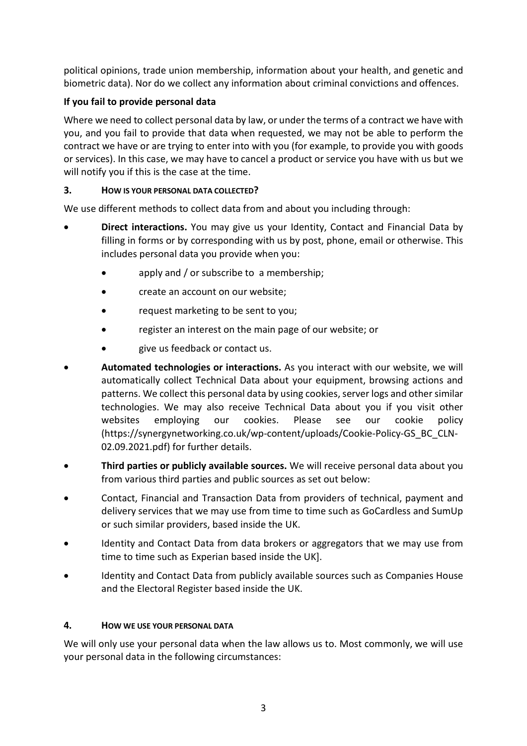political opinions, trade union membership, information about your health, and genetic and biometric data). Nor do we collect any information about criminal convictions and offences.

**If you fail to provide personal data**

Where we need to collect personal data by law, or under the terms of a contract we have with you, and you fail to provide that data when requested, we may not be able to perform the contract we have or are trying to enter into with you (for example, to provide you with goods or services). In this case, we may have to cancel a product or service you have with us but we will notify you if this is the case at the time.

## 3. HOW IS YOUR PERSONAL DATA COLLECTED?

We use different methods to collect data from and about you including through:

- **Direct interactions.** You may give us your Identity, Contact and Financial Data by filling in forms or by corresponding with us by post, phone, email or otherwise. This includes personal data you provide when you:
  - apply and / or subscribe to a membership;
  - create an account on our website;
  - request marketing to be sent to you;
  - register an interest on the main page of our website; or
  - give us feedback or contact us.
- **Automated technologies or interactions.** As you interact with our website, we will automatically collect Technical Data about your equipment, browsing actions and patterns. We collect this personal data by using cookies, server logs and other similar technologies. We may also receive Technical Data about you if you visit other websites employing our cookies. Please see our cookie policy (https://synergynetworking.co.uk/wp-content/uploads/Cookie-Policy-GS_BC_CLN-02.09.2021.pdf) for further details.
- **Third parties or publicly available sources.** We will receive personal data about you from various third parties and public sources as set out below:
- Contact, Financial and Transaction Data from providers of technical, payment and delivery services that we may use from time to time such as GoCardless and SumUp or such similar providers, based inside the UK.
- Identity and Contact Data from data brokers or aggregators that we may use from time to time such as Experian based inside the UK].
- Identity and Contact Data from publicly available sources such as Companies House and the Electoral Register based inside the UK.

## 4. HOW WE USE YOUR PERSONAL DATA

We will only use your personal data when the law allows us to. Most commonly, we will use your personal data in the following circumstances: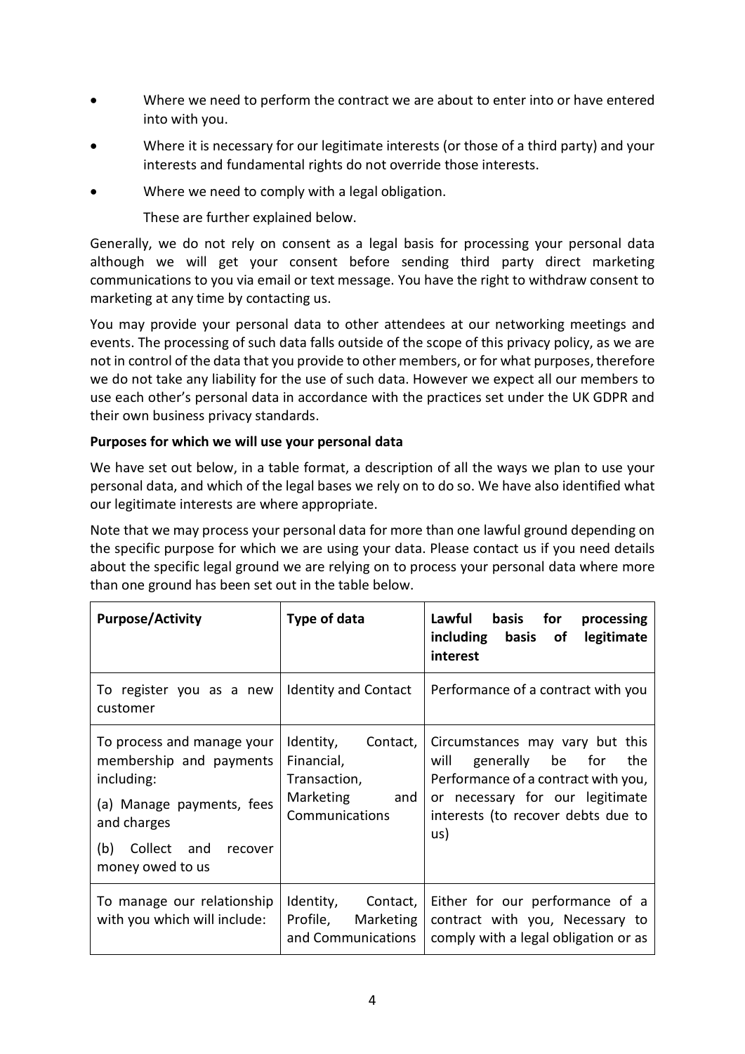- Where we need to perform the contract we are about to enter into or have entered into with you.
- Where it is necessary for our legitimate interests (or those of a third party) and your interests and fundamental rights do not override those interests.
- Where we need to comply with a legal obligation.

  These are further explained below.

Generally, we do not rely on consent as a legal basis for processing your personal data although we will get your consent before sending third party direct marketing communications to you via email or text message. You have the right to withdraw consent to marketing at any time by contacting us.

You may provide your personal data to other attendees at our networking meetings and events. The processing of such data falls outside of the scope of this privacy policy, as we are not in control of the data that you provide to other members, or for what purposes, therefore we do not take any liability for the use of such data. However we expect all our members to use each other's personal data in accordance with the practices set under the UK GDPR and their own business privacy standards.

**Purposes for which we will use your personal data**

We have set out below, in a table format, a description of all the ways we plan to use your personal data, and which of the legal bases we rely on to do so. We have also identified what our legitimate interests are where appropriate.

Note that we may process your personal data for more than one lawful ground depending on the specific purpose for which we are using your data. Please contact us if you need details about the specific legal ground we are relying on to process your personal data where more than one ground has been set out in the table below.

| **Purpose/Activity** | **Type of data** | **Lawful basis for processing including basis of legitimate interest** |
|---|---|---|
| To register you as a new customer | Identity and Contact | Performance of a contract with you |
| To process and manage your membership and payments including:<br>(a) Manage payments, fees and charges<br>(b) Collect and recover money owed to us | Identity, Contact, Financial, Transaction, Marketing and Communications | Circumstances may vary but this will generally be for the Performance of a contract with you, or necessary for our legitimate interests (to recover debts due to us) |
| To manage our relationship with you which will include: | Identity, Contact, Profile, Marketing and Communications | Either for our performance of a contract with you, Necessary to comply with a legal obligation or as |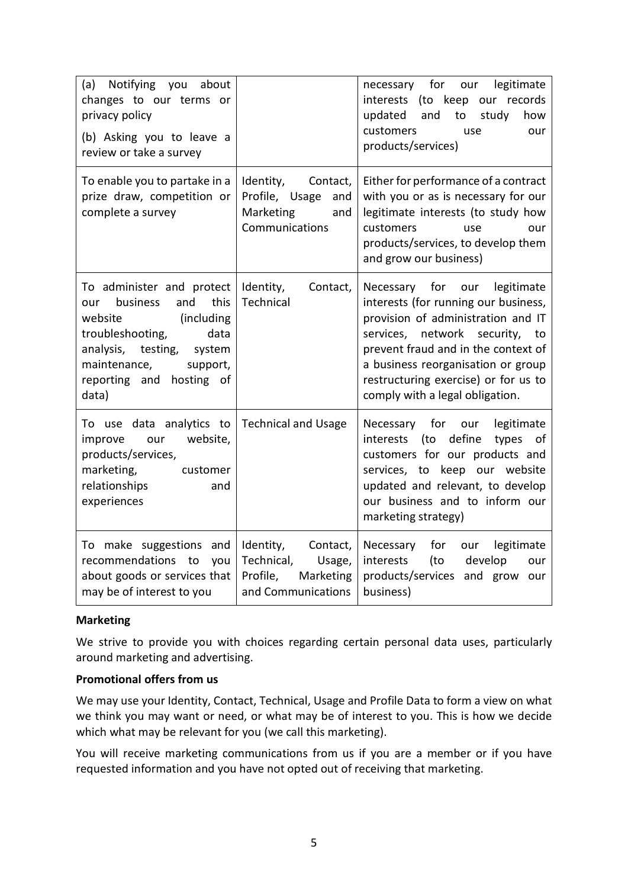| | | |
|---|---|---|
| (a) Notifying you about changes to our terms or privacy policy<br>(b) Asking you to leave a review or take a survey | | necessary for our legitimate interests (to keep our records updated and to study how customers use our products/services) |
| To enable you to partake in a prize draw, competition or complete a survey | Identity, Contact, Profile, Usage and Marketing and Communications | Either for performance of a contract with you or as is necessary for our legitimate interests (to study how customers use our products/services, to develop them and grow our business) |
| To administer and protect our business and this website (including troubleshooting, data analysis, testing, system maintenance, support, reporting and hosting of data) | Identity, Contact, Technical | Necessary for our legitimate interests (for running our business, provision of administration and IT services, network security, to prevent fraud and in the context of a business reorganisation or group restructuring exercise) or for us to comply with a legal obligation. |
| To use data analytics to improve our website, products/services, marketing, customer relationships and experiences | Technical and Usage | Necessary for our legitimate interests (to define types of customers for our products and services, to keep our website updated and relevant, to develop our business and to inform our marketing strategy) |
| To make suggestions and recommendations to you about goods or services that may be of interest to you | Identity, Contact, Technical, Usage, Profile, Marketing and Communications | Necessary for our legitimate interests (to develop our products/services and grow our business) |

**Marketing**

We strive to provide you with choices regarding certain personal data uses, particularly around marketing and advertising.

**Promotional offers from us**

We may use your Identity, Contact, Technical, Usage and Profile Data to form a view on what we think you may want or need, or what may be of interest to you. This is how we decide which what may be relevant for you (we call this marketing).

You will receive marketing communications from us if you are a member or if you have requested information and you have not opted out of receiving that marketing.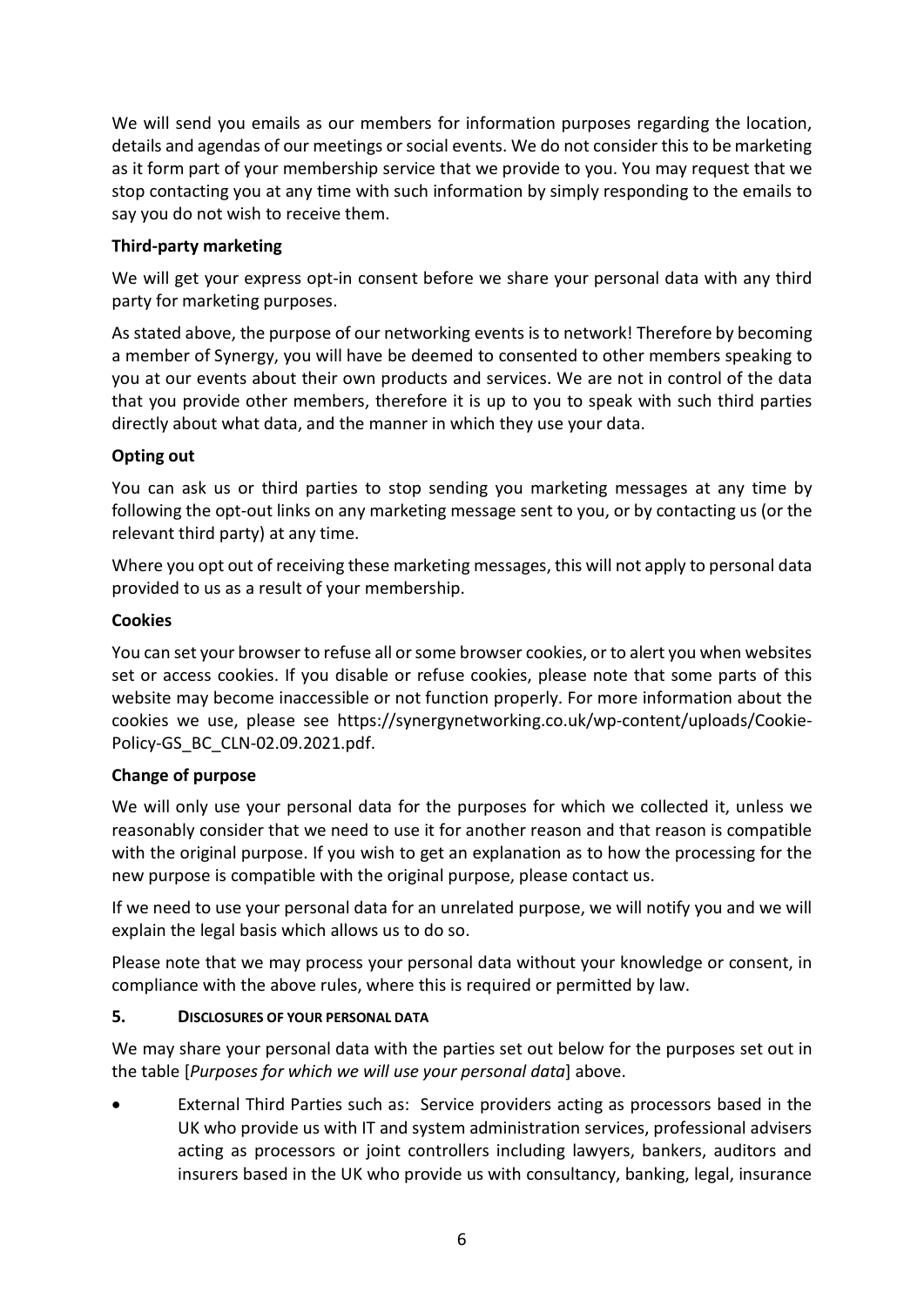We will send you emails as our members for information purposes regarding the location, details and agendas of our meetings or social events. We do not consider this to be marketing as it form part of your membership service that we provide to you. You may request that we stop contacting you at any time with such information by simply responding to the emails to say you do not wish to receive them.

**Third-party marketing**

We will get your express opt-in consent before we share your personal data with any third party for marketing purposes.

As stated above, the purpose of our networking events is to network! Therefore by becoming a member of Synergy, you will have be deemed to consented to other members speaking to you at our events about their own products and services. We are not in control of the data that you provide other members, therefore it is up to you to speak with such third parties directly about what data, and the manner in which they use your data.

**Opting out**

You can ask us or third parties to stop sending you marketing messages at any time by following the opt-out links on any marketing message sent to you, or by contacting us (or the relevant third party) at any time.

Where you opt out of receiving these marketing messages, this will not apply to personal data provided to us as a result of your membership.

**Cookies**

You can set your browser to refuse all or some browser cookies, or to alert you when websites set or access cookies. If you disable or refuse cookies, please note that some parts of this website may become inaccessible or not function properly. For more information about the cookies we use, please see https://synergynetworking.co.uk/wp-content/uploads/Cookie-Policy-GS_BC_CLN-02.09.2021.pdf.

**Change of purpose**

We will only use your personal data for the purposes for which we collected it, unless we reasonably consider that we need to use it for another reason and that reason is compatible with the original purpose. If you wish to get an explanation as to how the processing for the new purpose is compatible with the original purpose, please contact us.

If we need to use your personal data for an unrelated purpose, we will notify you and we will explain the legal basis which allows us to do so.

Please note that we may process your personal data without your knowledge or consent, in compliance with the above rules, where this is required or permitted by law.

## 5. DISCLOSURES OF YOUR PERSONAL DATA

We may share your personal data with the parties set out below for the purposes set out in the table [*Purposes for which we will use your personal data*] above.

- External Third Parties such as: Service providers acting as processors based in the UK who provide us with IT and system administration services, professional advisers acting as processors or joint controllers including lawyers, bankers, auditors and insurers based in the UK who provide us with consultancy, banking, legal, insurance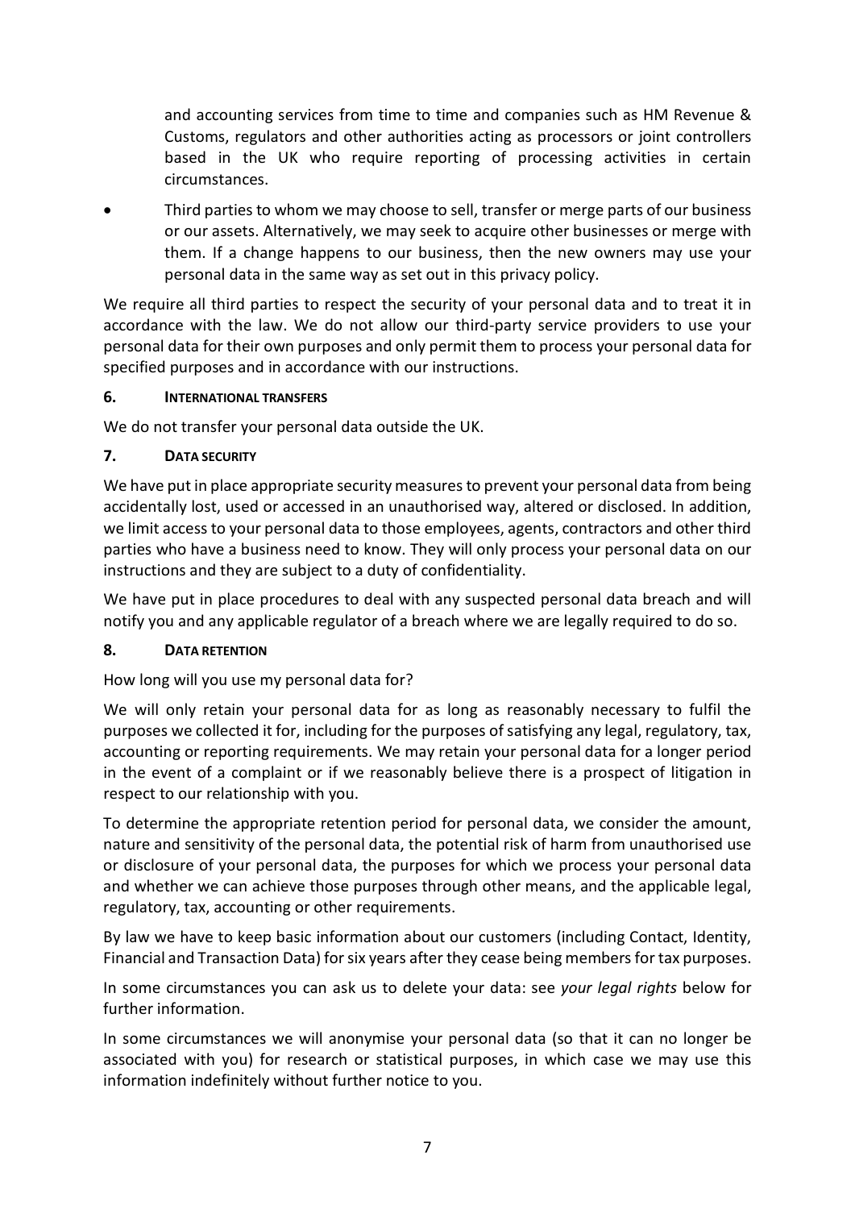and accounting services from time to time and companies such as HM Revenue & Customs, regulators and other authorities acting as processors or joint controllers based in the UK who require reporting of processing activities in certain circumstances.

- Third parties to whom we may choose to sell, transfer or merge parts of our business or our assets. Alternatively, we may seek to acquire other businesses or merge with them. If a change happens to our business, then the new owners may use your personal data in the same way as set out in this privacy policy.

We require all third parties to respect the security of your personal data and to treat it in accordance with the law. We do not allow our third-party service providers to use your personal data for their own purposes and only permit them to process your personal data for specified purposes and in accordance with our instructions.

## 6. INTERNATIONAL TRANSFERS

We do not transfer your personal data outside the UK.

## 7. DATA SECURITY

We have put in place appropriate security measures to prevent your personal data from being accidentally lost, used or accessed in an unauthorised way, altered or disclosed. In addition, we limit access to your personal data to those employees, agents, contractors and other third parties who have a business need to know. They will only process your personal data on our instructions and they are subject to a duty of confidentiality.

We have put in place procedures to deal with any suspected personal data breach and will notify you and any applicable regulator of a breach where we are legally required to do so.

## 8. DATA RETENTION

How long will you use my personal data for?

We will only retain your personal data for as long as reasonably necessary to fulfil the purposes we collected it for, including for the purposes of satisfying any legal, regulatory, tax, accounting or reporting requirements. We may retain your personal data for a longer period in the event of a complaint or if we reasonably believe there is a prospect of litigation in respect to our relationship with you.

To determine the appropriate retention period for personal data, we consider the amount, nature and sensitivity of the personal data, the potential risk of harm from unauthorised use or disclosure of your personal data, the purposes for which we process your personal data and whether we can achieve those purposes through other means, and the applicable legal, regulatory, tax, accounting or other requirements.

By law we have to keep basic information about our customers (including Contact, Identity, Financial and Transaction Data) for six years after they cease being members for tax purposes.

In some circumstances you can ask us to delete your data: see *your legal rights* below for further information.

In some circumstances we will anonymise your personal data (so that it can no longer be associated with you) for research or statistical purposes, in which case we may use this information indefinitely without further notice to you.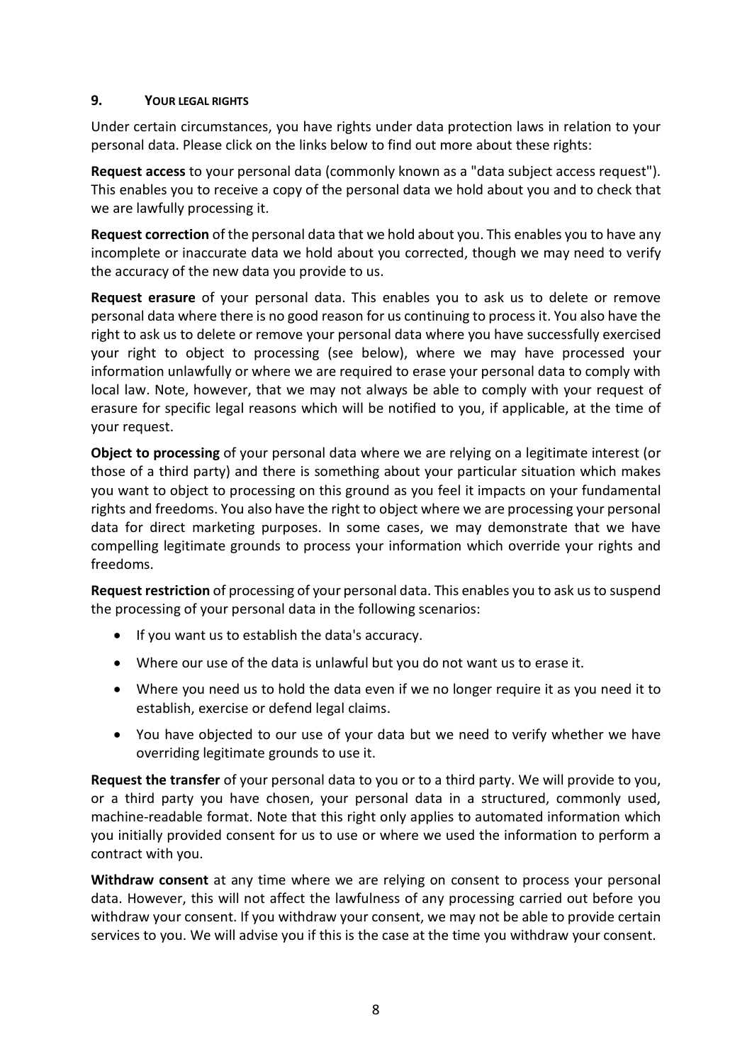## 9. YOUR LEGAL RIGHTS

Under certain circumstances, you have rights under data protection laws in relation to your personal data. Please click on the links below to find out more about these rights:

**Request access** to your personal data (commonly known as a "data subject access request"). This enables you to receive a copy of the personal data we hold about you and to check that we are lawfully processing it.

**Request correction** of the personal data that we hold about you. This enables you to have any incomplete or inaccurate data we hold about you corrected, though we may need to verify the accuracy of the new data you provide to us.

**Request erasure** of your personal data. This enables you to ask us to delete or remove personal data where there is no good reason for us continuing to process it. You also have the right to ask us to delete or remove your personal data where you have successfully exercised your right to object to processing (see below), where we may have processed your information unlawfully or where we are required to erase your personal data to comply with local law. Note, however, that we may not always be able to comply with your request of erasure for specific legal reasons which will be notified to you, if applicable, at the time of your request.

**Object to processing** of your personal data where we are relying on a legitimate interest (or those of a third party) and there is something about your particular situation which makes you want to object to processing on this ground as you feel it impacts on your fundamental rights and freedoms. You also have the right to object where we are processing your personal data for direct marketing purposes. In some cases, we may demonstrate that we have compelling legitimate grounds to process your information which override your rights and freedoms.

**Request restriction** of processing of your personal data. This enables you to ask us to suspend the processing of your personal data in the following scenarios:

- If you want us to establish the data's accuracy.
- Where our use of the data is unlawful but you do not want us to erase it.
- Where you need us to hold the data even if we no longer require it as you need it to establish, exercise or defend legal claims.
- You have objected to our use of your data but we need to verify whether we have overriding legitimate grounds to use it.

**Request the transfer** of your personal data to you or to a third party. We will provide to you, or a third party you have chosen, your personal data in a structured, commonly used, machine-readable format. Note that this right only applies to automated information which you initially provided consent for us to use or where we used the information to perform a contract with you.

**Withdraw consent** at any time where we are relying on consent to process your personal data. However, this will not affect the lawfulness of any processing carried out before you withdraw your consent. If you withdraw your consent, we may not be able to provide certain services to you. We will advise you if this is the case at the time you withdraw your consent.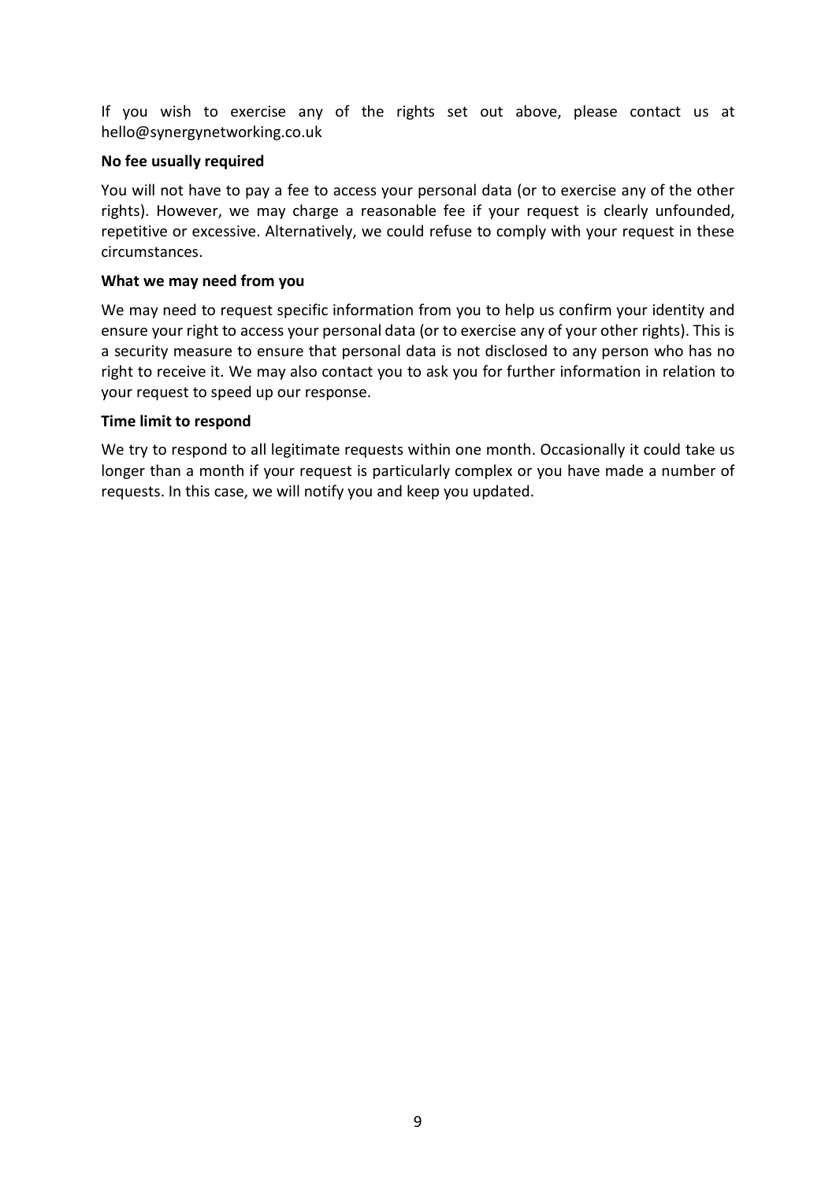If you wish to exercise any of the rights set out above, please contact us at hello@synergynetworking.co.uk

**No fee usually required**

You will not have to pay a fee to access your personal data (or to exercise any of the other rights). However, we may charge a reasonable fee if your request is clearly unfounded, repetitive or excessive. Alternatively, we could refuse to comply with your request in these circumstances.

**What we may need from you**

We may need to request specific information from you to help us confirm your identity and ensure your right to access your personal data (or to exercise any of your other rights). This is a security measure to ensure that personal data is not disclosed to any person who has no right to receive it. We may also contact you to ask you for further information in relation to your request to speed up our response.

**Time limit to respond**

We try to respond to all legitimate requests within one month. Occasionally it could take us longer than a month if your request is particularly complex or you have made a number of requests. In this case, we will notify you and keep you updated.